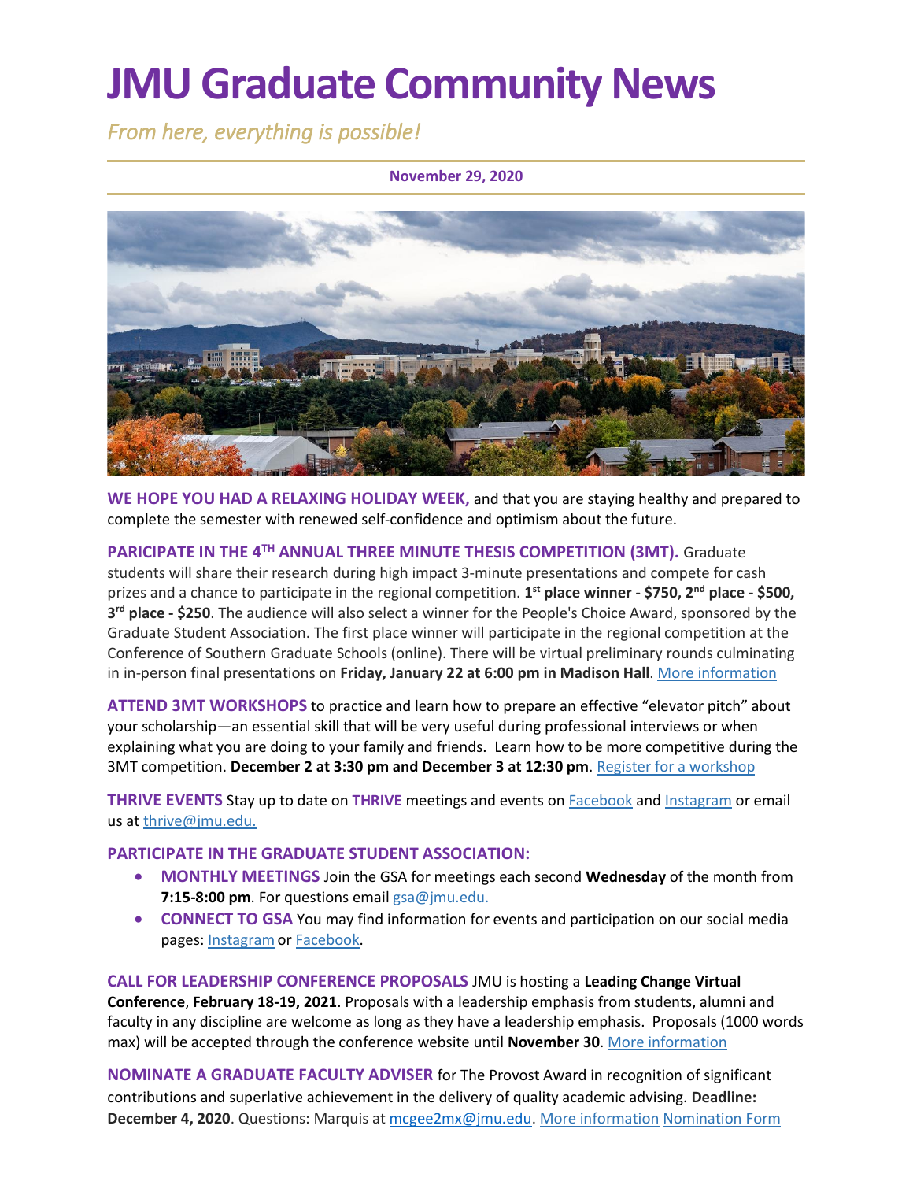# JMU Graduate Community News

*From here, everything is possible!*

**November 29, 2020**

**WE HOPE YOU HAD A RELAXING HOLIDAY WEEK,** and that you are staying healthy and prepared to complete the semester with renewed self-confidence and optimism about the future.

**PARICIPATE IN THE 4TH ANNUAL THREE MINUTE THESIS COMPETITION (3MT).** Graduate students will share their research during high impact 3-minute presentations and compete for cash prizes and a chance to participate in the regional competition. **1st place winner - $750, 2nd place - $500, 3rd place - $250**. The audience will also select a winner for the People's Choice Award, sponsored by the Graduate Student Association. The first place winner will participate in the regional competition at the Conference of Southern Graduate Schools (online). There will be virtual preliminary rounds culminating in in-person final presentations on **Friday, January 22 at 6:00 pm in Madison Hall**. More information

**ATTEND 3MT WORKSHOPS** to practice and learn how to prepare an effective "elevator pitch" about your scholarship—an essential skill that will be very useful during professional interviews or when explaining what you are doing to your family and friends. Learn how to be more competitive during the 3MT competition. **December 2 at 3:30 pm and December 3 at 12:30 pm**. Register for a workshop

**THRIVE EVENTS** Stay up to date on **THRIVE** meetings and events on Facebook and Instagram or email us at thrive@jmu.edu.

**PARTICIPATE IN THE GRADUATE STUDENT ASSOCIATION:**

- **MONTHLY MEETINGS** Join the GSA for meetings each second **Wednesday** of the month from **7:15-8:00 pm**. For questions email gsa@jmu.edu.
- **CONNECT TO GSA** You may find information for events and participation on our social media pages: Instagram or Facebook.

**CALL FOR LEADERSHIP CONFERENCE PROPOSALS** JMU is hosting a **Leading Change Virtual Conference**, **February 18-19, 2021**. Proposals with a leadership emphasis from students, alumni and faculty in any discipline are welcome as long as they have a leadership emphasis. Proposals (1000 words max) will be accepted through the conference website until **November 30**. More information

**NOMINATE A GRADUATE FACULTY ADVISER** for The Provost Award in recognition of significant contributions and superlative achievement in the delivery of quality academic advising. **Deadline: December 4, 2020**. Questions: Marquis at mcgee2mx@jmu.edu. More information Nomination Form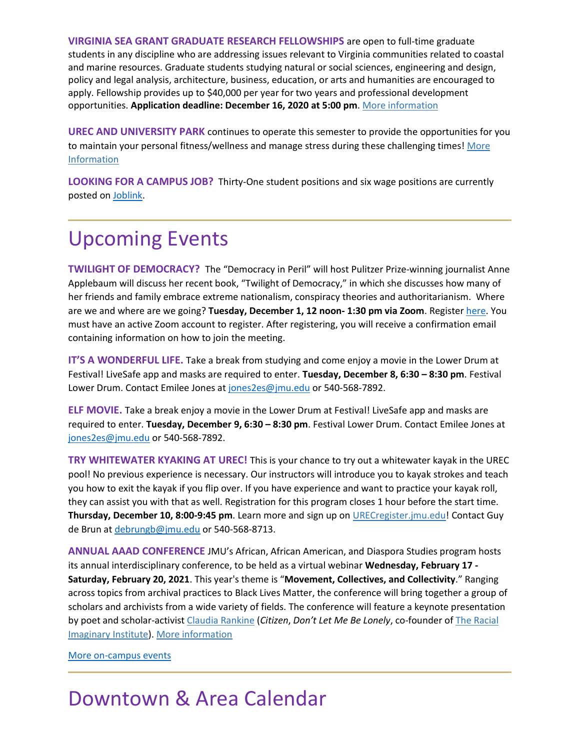**VIRGINIA SEA GRANT GRADUATE RESEARCH FELLOWSHIPS** are open to full-time graduate students in any discipline who are addressing issues relevant to Virginia communities related to coastal and marine resources. Graduate students studying natural or social sciences, engineering and design, policy and legal analysis, architecture, business, education, or arts and humanities are encouraged to apply. Fellowship provides up to $40,000 per year for two years and professional development opportunities. **Application deadline: December 16, 2020 at 5:00 pm**. More information

**UREC AND UNIVERSITY PARK** continues to operate this semester to provide the opportunities for you to maintain your personal fitness/wellness and manage stress during these challenging times! More Information

**LOOKING FOR A CAMPUS JOB?** Thirty-One student positions and six wage positions are currently posted on Joblink.

# Upcoming Events

**TWILIGHT OF DEMOCRACY?** The "Democracy in Peril" will host Pulitzer Prize-winning journalist Anne Applebaum will discuss her recent book, "Twilight of Democracy," in which she discusses how many of her friends and family embrace extreme nationalism, conspiracy theories and authoritarianism. Where are we and where are we going? **Tuesday, December 1, 12 noon- 1:30 pm via Zoom**. Register here. You must have an active Zoom account to register. After registering, you will receive a confirmation email containing information on how to join the meeting.

**IT'S A WONDERFUL LIFE.** Take a break from studying and come enjoy a movie in the Lower Drum at Festival! LiveSafe app and masks are required to enter. **Tuesday, December 8, 6:30 – 8:30 pm**. Festival Lower Drum. Contact Emilee Jones at jones2es@jmu.edu or 540-568-7892.

**ELF MOVIE.** Take a break enjoy a movie in the Lower Drum at Festival! LiveSafe app and masks are required to enter. **Tuesday, December 9, 6:30 – 8:30 pm**. Festival Lower Drum. Contact Emilee Jones at jones2es@jmu.edu or 540-568-7892.

**TRY WHITEWATER KYAKING AT UREC!** This is your chance to try out a whitewater kayak in the UREC pool! No previous experience is necessary. Our instructors will introduce you to kayak strokes and teach you how to exit the kayak if you flip over. If you have experience and want to practice your kayak roll, they can assist you with that as well. Registration for this program closes 1 hour before the start time. **Thursday, December 10, 8:00-9:45 pm**. Learn more and sign up on URECregister.jmu.edu! Contact Guy de Brun at debrungb@jmu.edu or 540-568-8713.

**ANNUAL AAAD CONFERENCE** JMU's African, African American, and Diaspora Studies program hosts its annual interdisciplinary conference, to be held as a virtual webinar **Wednesday, February 17 - Saturday, February 20, 2021**. This year's theme is "**Movement, Collectives, and Collectivity**." Ranging across topics from archival practices to Black Lives Matter, the conference will bring together a group of scholars and archivists from a wide variety of fields. The conference will feature a keynote presentation by poet and scholar-activist Claudia Rankine (*Citizen*, *Don't Let Me Be Lonely*, co-founder of The Racial Imaginary Institute). More information

More on-campus events

# Downtown & Area Calendar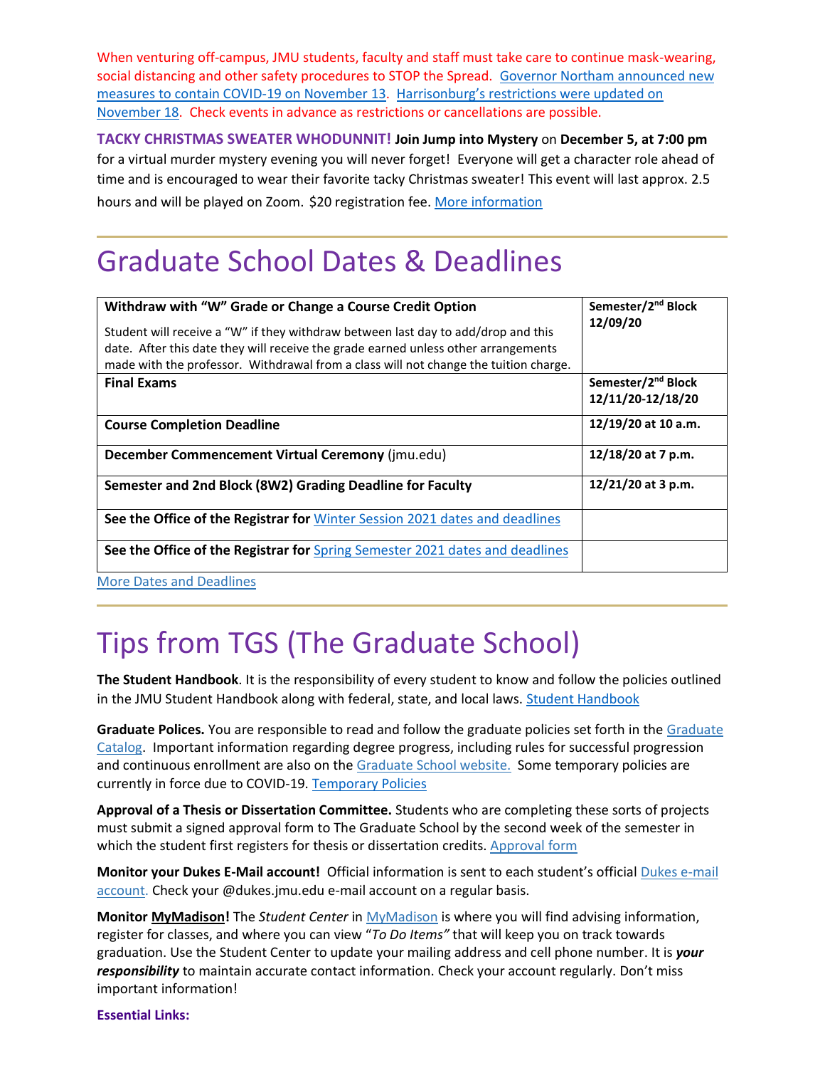When venturing off-campus, JMU students, faculty and staff must take care to continue mask-wearing, social distancing and other safety procedures to STOP the Spread. Governor Northam announced new measures to contain COVID-19 on November 13. Harrisonburg's restrictions were updated on November 18. Check events in advance as restrictions or cancellations are possible.

**TACKY CHRISTMAS SWEATER WHODUNNIT!** **Join Jump into Mystery** on **December 5, at 7:00 pm** for a virtual murder mystery evening you will never forget! Everyone will get a character role ahead of time and is encouraged to wear their favorite tacky Christmas sweater! This event will last approx. 2.5 hours and will be played on Zoom. $20 registration fee. More information

# Graduate School Dates & Deadlines

| | |
|---|---|
| **Withdraw with "W" Grade or Change a Course Credit Option**<br>Student will receive a "W" if they withdraw between last day to add/drop and this date. After this date they will receive the grade earned unless other arrangements made with the professor. Withdrawal from a class will not change the tuition charge. | **Semester/2nd Block 12/09/20** |
| **Final Exams** | **Semester/2nd Block 12/11/20-12/18/20** |
| **Course Completion Deadline** | **12/19/20 at 10 a.m.** |
| **December Commencement Virtual Ceremony** (jmu.edu) | **12/18/20 at 7 p.m.** |
| **Semester and 2nd Block (8W2) Grading Deadline for Faculty** | **12/21/20 at 3 p.m.** |
| **See the Office of the Registrar for** Winter Session 2021 dates and deadlines | |
| **See the Office of the Registrar for** Spring Semester 2021 dates and deadlines | |

More Dates and Deadlines

# Tips from TGS (The Graduate School)

**The Student Handbook**. It is the responsibility of every student to know and follow the policies outlined in the JMU Student Handbook along with federal, state, and local laws. Student Handbook

**Graduate Polices.** You are responsible to read and follow the graduate policies set forth in the Graduate Catalog. Important information regarding degree progress, including rules for successful progression and continuous enrollment are also on the Graduate School website. Some temporary policies are currently in force due to COVID-19. Temporary Policies

**Approval of a Thesis or Dissertation Committee.** Students who are completing these sorts of projects must submit a signed approval form to The Graduate School by the second week of the semester in which the student first registers for thesis or dissertation credits. Approval form

**Monitor your Dukes E-Mail account!** Official information is sent to each student's official Dukes e-mail account. Check your @dukes.jmu.edu e-mail account on a regular basis.

**Monitor MyMadison!** The *Student Center* in MyMadison is where you will find advising information, register for classes, and where you can view *"To Do Items"* that will keep you on track towards graduation. Use the Student Center to update your mailing address and cell phone number. It is ***your responsibility*** to maintain accurate contact information. Check your account regularly. Don't miss important information!

**Essential Links:**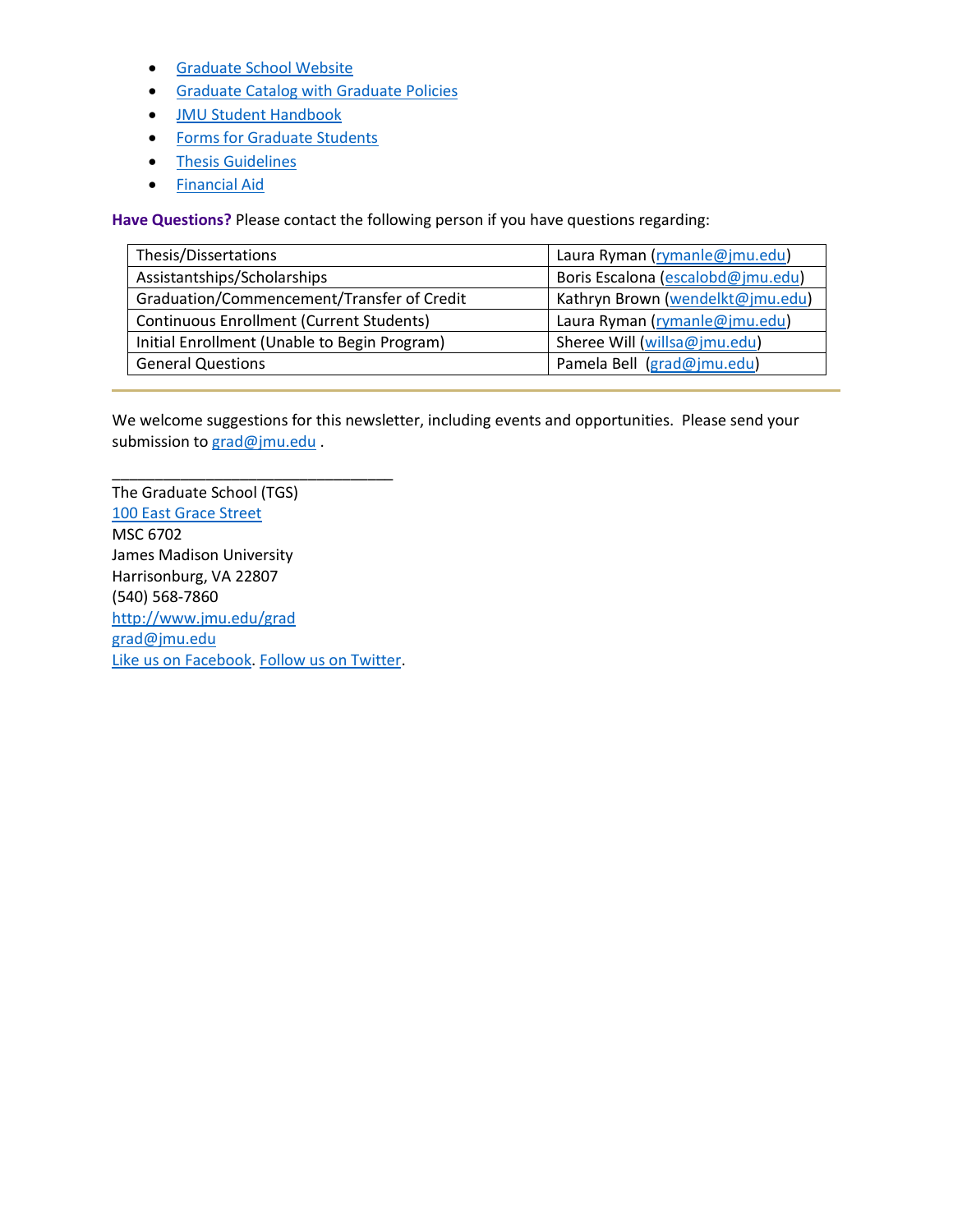- Graduate School Website
- Graduate Catalog with Graduate Policies
- JMU Student Handbook
- Forms for Graduate Students
- Thesis Guidelines
- Financial Aid

**Have Questions?** Please contact the following person if you have questions regarding:

| | |
|---|---|
| Thesis/Dissertations | Laura Ryman (rymanle@jmu.edu) |
| Assistantships/Scholarships | Boris Escalona (escalobd@jmu.edu) |
| Graduation/Commencement/Transfer of Credit | Kathryn Brown (wendelkt@jmu.edu) |
| Continuous Enrollment (Current Students) | Laura Ryman (rymanle@jmu.edu) |
| Initial Enrollment (Unable to Begin Program) | Sheree Will (willsa@jmu.edu) |
| General Questions | Pamela Bell (grad@jmu.edu) |

---

We welcome suggestions for this newsletter, including events and opportunities. Please send your submission to grad@jmu.edu .

_________________________________

The Graduate School (TGS)
100 East Grace Street
MSC 6702
James Madison University
Harrisonburg, VA 22807
(540) 568-7860
http://www.jmu.edu/grad
grad@jmu.edu
Like us on Facebook. Follow us on Twitter.